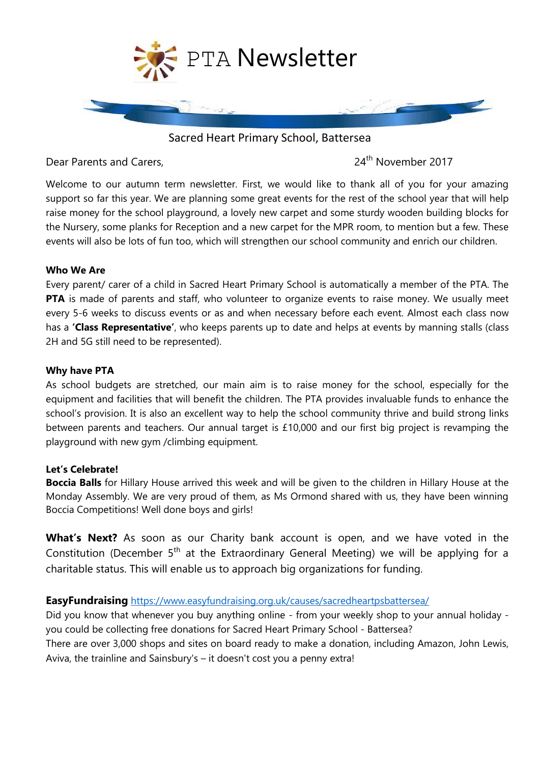# PTA Newsletter

Sacred Heart Primary School, Battersea

Dear Parents and Carers,

24th November 2017

Welcome to our autumn term newsletter. First, we would like to thank all of you for your amazing support so far this year. We are planning some great events for the rest of the school year that will help raise money for the school playground, a lovely new carpet and some sturdy wooden building blocks for the Nursery, some planks for Reception and a new carpet for the MPR room, to mention but a few. These events will also be lots of fun too, which will strengthen our school community and enrich our children.

**Who We Are**

Every parent/ carer of a child in Sacred Heart Primary School is automatically a member of the PTA. The **PTA** is made of parents and staff, who volunteer to organize events to raise money. We usually meet every 5-6 weeks to discuss events or as and when necessary before each event. Almost each class now has a **'Class Representative'**, who keeps parents up to date and helps at events by manning stalls (class 2H and 5G still need to be represented).

**Why have PTA**

As school budgets are stretched, our main aim is to raise money for the school, especially for the equipment and facilities that will benefit the children. The PTA provides invaluable funds to enhance the school's provision. It is also an excellent way to help the school community thrive and build strong links between parents and teachers. Our annual target is £10,000 and our first big project is revamping the playground with new gym /climbing equipment.

**Let's Celebrate!**

**Boccia Balls** for Hillary House arrived this week and will be given to the children in Hillary House at the Monday Assembly. We are very proud of them, as Ms Ormond shared with us, they have been winning Boccia Competitions! Well done boys and girls!

**What's Next?** As soon as our Charity bank account is open, and we have voted in the Constitution (December 5th at the Extraordinary General Meeting) we will be applying for a charitable status. This will enable us to approach big organizations for funding.

**EasyFundraising** https://www.easyfundraising.org.uk/causes/sacredheartpsbattersea/

Did you know that whenever you buy anything online - from your weekly shop to your annual holiday - you could be collecting free donations for Sacred Heart Primary School - Battersea?

There are over 3,000 shops and sites on board ready to make a donation, including Amazon, John Lewis, Aviva, the trainline and Sainsbury's – it doesn't cost you a penny extra!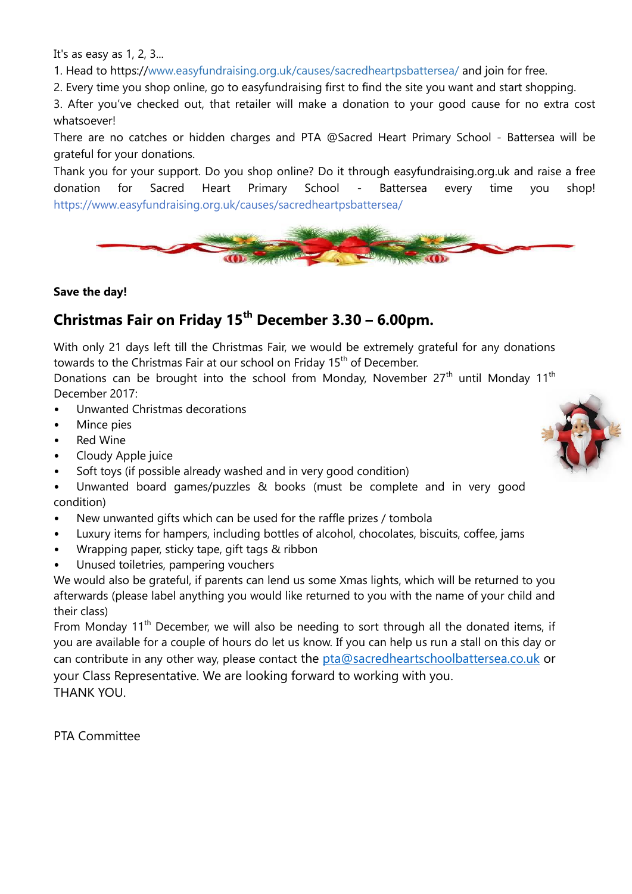It's as easy as 1, 2, 3...

1. Head to https://www.easyfundraising.org.uk/causes/sacredheartpsbattersea/ and join for free.
2. Every time you shop online, go to easyfundraising first to find the site you want and start shopping.
3. After you've checked out, that retailer will make a donation to your good cause for no extra cost whatsoever!

There are no catches or hidden charges and PTA @Sacred Heart Primary School - Battersea will be grateful for your donations.

Thank you for your support. Do you shop online? Do it through easyfundraising.org.uk and raise a free donation for Sacred Heart Primary School - Battersea every time you shop! https://www.easyfundraising.org.uk/causes/sacredheartpsbattersea/

**Save the day!**

## Christmas Fair on Friday 15th December 3.30 – 6.00pm.

With only 21 days left till the Christmas Fair, we would be extremely grateful for any donations towards to the Christmas Fair at our school on Friday 15th of December.

Donations can be brought into the school from Monday, November 27th until Monday 11th December 2017:

- Unwanted Christmas decorations
- Mince pies
- Red Wine
- Cloudy Apple juice
- Soft toys (if possible already washed and in very good condition)
- Unwanted board games/puzzles & books (must be complete and in very good condition)
- New unwanted gifts which can be used for the raffle prizes / tombola
- Luxury items for hampers, including bottles of alcohol, chocolates, biscuits, coffee, jams
- Wrapping paper, sticky tape, gift tags & ribbon
- Unused toiletries, pampering vouchers

We would also be grateful, if parents can lend us some Xmas lights, which will be returned to you afterwards (please label anything you would like returned to you with the name of your child and their class)

From Monday 11th December, we will also be needing to sort through all the donated items, if you are available for a couple of hours do let us know. If you can help us run a stall on this day or can contribute in any other way, please contact the pta@sacredheartschoolbattersea.co.uk or your Class Representative. We are looking forward to working with you.

THANK YOU.

PTA Committee